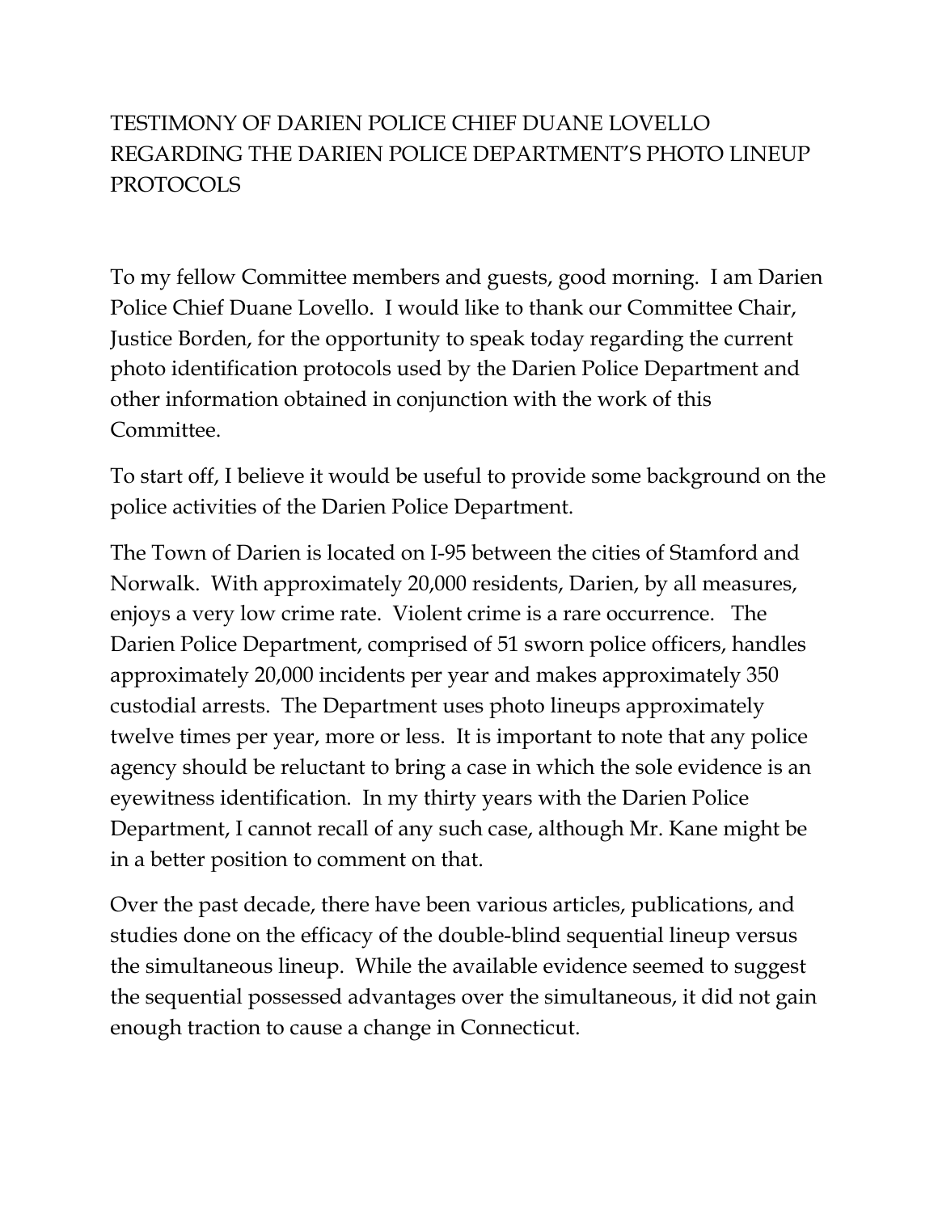# TESTIMONY OF DARIEN POLICE CHIEF DUANE LOVELLO REGARDING THE DARIEN POLICE DEPARTMENT'S PHOTO LINEUP PROTOCOLS

To my fellow Committee members and guests, good morning. I am Darien Police Chief Duane Lovello. I would like to thank our Committee Chair, Justice Borden, for the opportunity to speak today regarding the current photo identification protocols used by the Darien Police Department and other information obtained in conjunction with the work of this Committee.

To start off, I believe it would be useful to provide some background on the police activities of the Darien Police Department.

The Town of Darien is located on I-95 between the cities of Stamford and Norwalk. With approximately 20,000 residents, Darien, by all measures, enjoys a very low crime rate. Violent crime is a rare occurrence. The Darien Police Department, comprised of 51 sworn police officers, handles approximately 20,000 incidents per year and makes approximately 350 custodial arrests. The Department uses photo lineups approximately twelve times per year, more or less. It is important to note that any police agency should be reluctant to bring a case in which the sole evidence is an eyewitness identification. In my thirty years with the Darien Police Department, I cannot recall of any such case, although Mr. Kane might be in a better position to comment on that.

Over the past decade, there have been various articles, publications, and studies done on the efficacy of the double-blind sequential lineup versus the simultaneous lineup. While the available evidence seemed to suggest the sequential possessed advantages over the simultaneous, it did not gain enough traction to cause a change in Connecticut.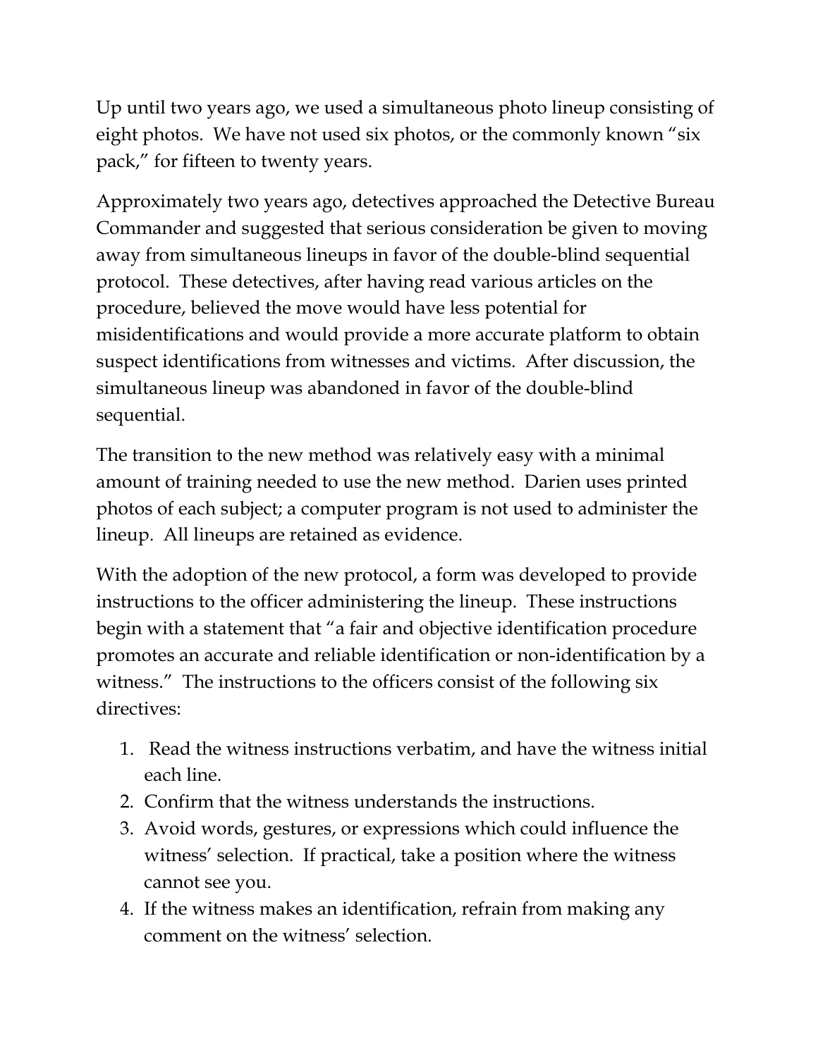Up until two years ago, we used a simultaneous photo lineup consisting of eight photos. We have not used six photos, or the commonly known "six pack," for fifteen to twenty years.

Approximately two years ago, detectives approached the Detective Bureau Commander and suggested that serious consideration be given to moving away from simultaneous lineups in favor of the double-blind sequential protocol. These detectives, after having read various articles on the procedure, believed the move would have less potential for misidentifications and would provide a more accurate platform to obtain suspect identifications from witnesses and victims. After discussion, the simultaneous lineup was abandoned in favor of the double-blind sequential.

The transition to the new method was relatively easy with a minimal amount of training needed to use the new method. Darien uses printed photos of each subject; a computer program is not used to administer the lineup. All lineups are retained as evidence.

With the adoption of the new protocol, a form was developed to provide instructions to the officer administering the lineup. These instructions begin with a statement that "a fair and objective identification procedure promotes an accurate and reliable identification or non-identification by a witness." The instructions to the officers consist of the following six directives:

1. Read the witness instructions verbatim, and have the witness initial each line.
2. Confirm that the witness understands the instructions.
3. Avoid words, gestures, or expressions which could influence the witness' selection. If practical, take a position where the witness cannot see you.
4. If the witness makes an identification, refrain from making any comment on the witness' selection.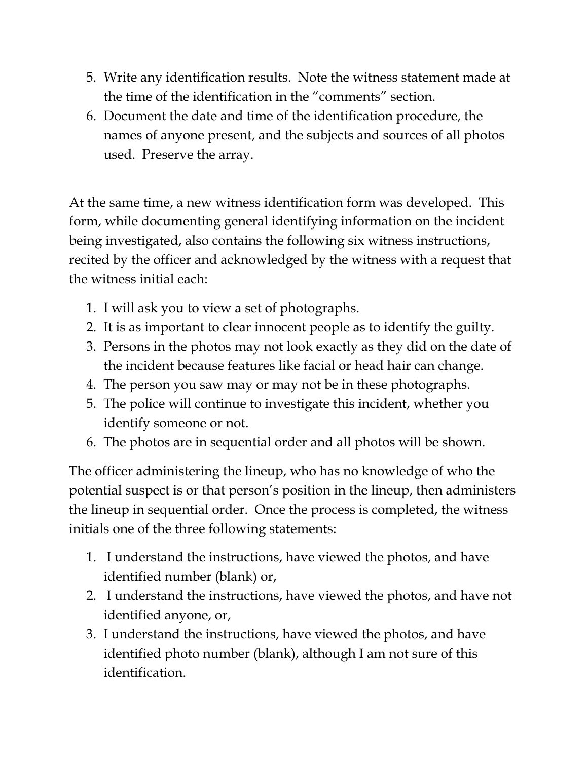5. Write any identification results. Note the witness statement made at the time of the identification in the "comments" section.
6. Document the date and time of the identification procedure, the names of anyone present, and the subjects and sources of all photos used. Preserve the array.

At the same time, a new witness identification form was developed. This form, while documenting general identifying information on the incident being investigated, also contains the following six witness instructions, recited by the officer and acknowledged by the witness with a request that the witness initial each:

1. I will ask you to view a set of photographs.
2. It is as important to clear innocent people as to identify the guilty.
3. Persons in the photos may not look exactly as they did on the date of the incident because features like facial or head hair can change.
4. The person you saw may or may not be in these photographs.
5. The police will continue to investigate this incident, whether you identify someone or not.
6. The photos are in sequential order and all photos will be shown.

The officer administering the lineup, who has no knowledge of who the potential suspect is or that person's position in the lineup, then administers the lineup in sequential order. Once the process is completed, the witness initials one of the three following statements:

1. I understand the instructions, have viewed the photos, and have identified number (blank) or,
2. I understand the instructions, have viewed the photos, and have not identified anyone, or,
3. I understand the instructions, have viewed the photos, and have identified photo number (blank), although I am not sure of this identification.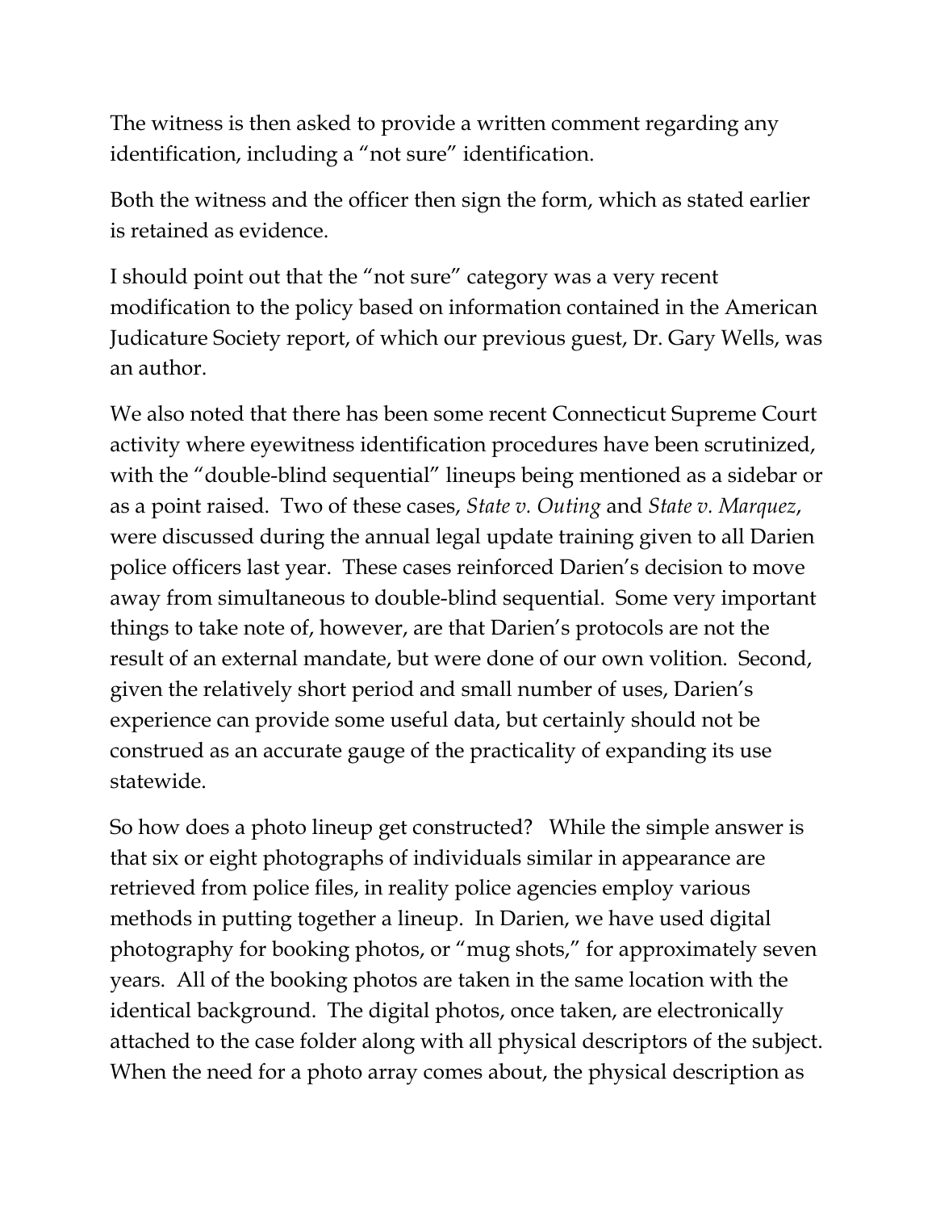The witness is then asked to provide a written comment regarding any identification, including a "not sure" identification.

Both the witness and the officer then sign the form, which as stated earlier is retained as evidence.

I should point out that the "not sure" category was a very recent modification to the policy based on information contained in the American Judicature Society report, of which our previous guest, Dr. Gary Wells, was an author.

We also noted that there has been some recent Connecticut Supreme Court activity where eyewitness identification procedures have been scrutinized, with the "double-blind sequential" lineups being mentioned as a sidebar or as a point raised. Two of these cases, *State v. Outing* and *State v. Marquez*, were discussed during the annual legal update training given to all Darien police officers last year. These cases reinforced Darien's decision to move away from simultaneous to double-blind sequential. Some very important things to take note of, however, are that Darien's protocols are not the result of an external mandate, but were done of our own volition. Second, given the relatively short period and small number of uses, Darien's experience can provide some useful data, but certainly should not be construed as an accurate gauge of the practicality of expanding its use statewide.

So how does a photo lineup get constructed? While the simple answer is that six or eight photographs of individuals similar in appearance are retrieved from police files, in reality police agencies employ various methods in putting together a lineup. In Darien, we have used digital photography for booking photos, or "mug shots," for approximately seven years. All of the booking photos are taken in the same location with the identical background. The digital photos, once taken, are electronically attached to the case folder along with all physical descriptors of the subject. When the need for a photo array comes about, the physical description as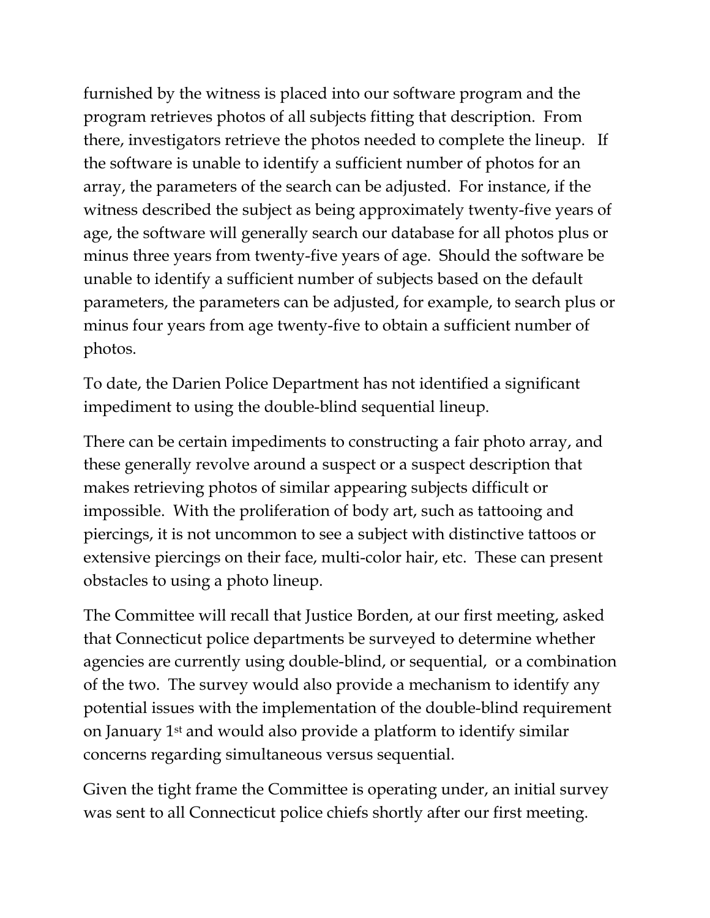furnished by the witness is placed into our software program and the program retrieves photos of all subjects fitting that description. From there, investigators retrieve the photos needed to complete the lineup. If the software is unable to identify a sufficient number of photos for an array, the parameters of the search can be adjusted. For instance, if the witness described the subject as being approximately twenty-five years of age, the software will generally search our database for all photos plus or minus three years from twenty-five years of age. Should the software be unable to identify a sufficient number of subjects based on the default parameters, the parameters can be adjusted, for example, to search plus or minus four years from age twenty-five to obtain a sufficient number of photos.

To date, the Darien Police Department has not identified a significant impediment to using the double-blind sequential lineup.

There can be certain impediments to constructing a fair photo array, and these generally revolve around a suspect or a suspect description that makes retrieving photos of similar appearing subjects difficult or impossible. With the proliferation of body art, such as tattooing and piercings, it is not uncommon to see a subject with distinctive tattoos or extensive piercings on their face, multi-color hair, etc. These can present obstacles to using a photo lineup.

The Committee will recall that Justice Borden, at our first meeting, asked that Connecticut police departments be surveyed to determine whether agencies are currently using double-blind, or sequential, or a combination of the two. The survey would also provide a mechanism to identify any potential issues with the implementation of the double-blind requirement on January 1st and would also provide a platform to identify similar concerns regarding simultaneous versus sequential.

Given the tight frame the Committee is operating under, an initial survey was sent to all Connecticut police chiefs shortly after our first meeting.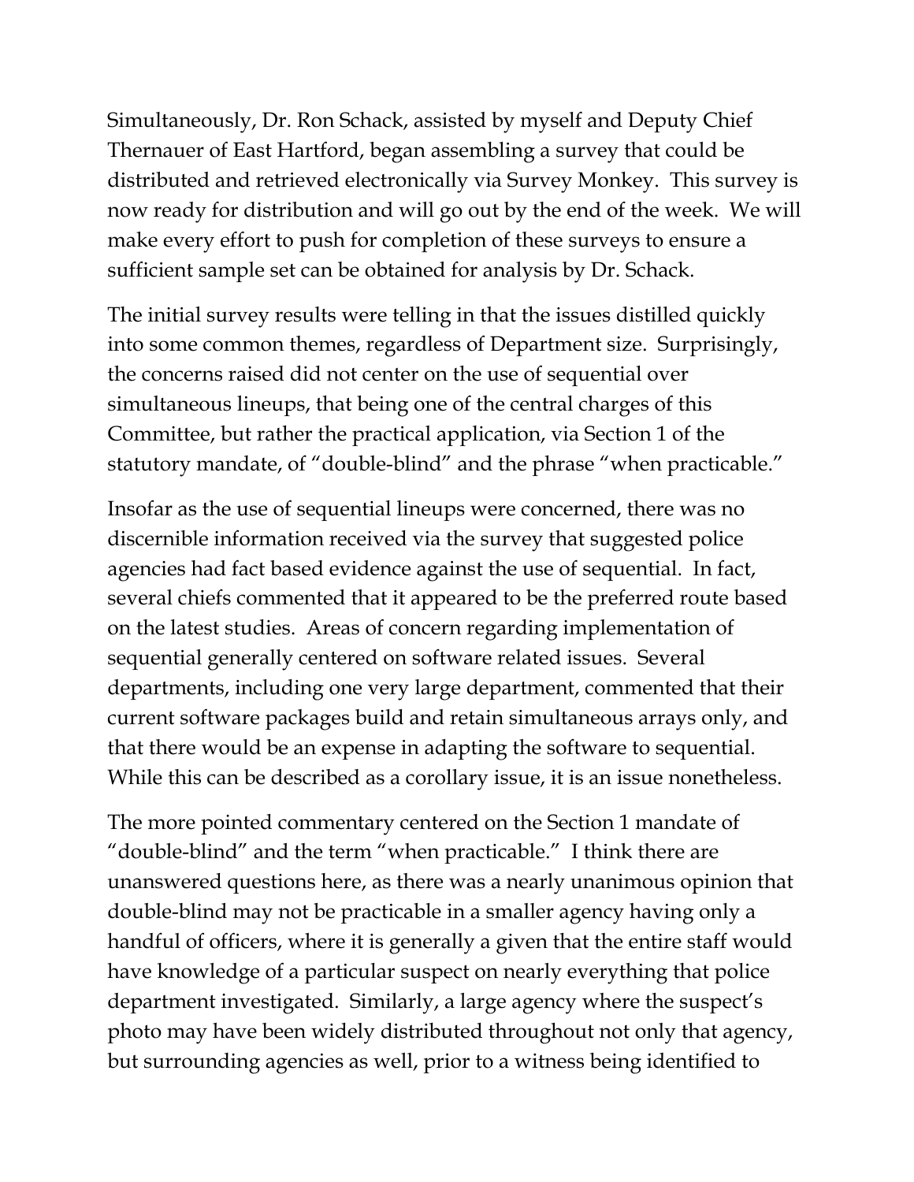Simultaneously, Dr. Ron Schack, assisted by myself and Deputy Chief Thernauer of East Hartford, began assembling a survey that could be distributed and retrieved electronically via Survey Monkey. This survey is now ready for distribution and will go out by the end of the week. We will make every effort to push for completion of these surveys to ensure a sufficient sample set can be obtained for analysis by Dr. Schack.

The initial survey results were telling in that the issues distilled quickly into some common themes, regardless of Department size. Surprisingly, the concerns raised did not center on the use of sequential over simultaneous lineups, that being one of the central charges of this Committee, but rather the practical application, via Section 1 of the statutory mandate, of "double-blind" and the phrase "when practicable."

Insofar as the use of sequential lineups were concerned, there was no discernible information received via the survey that suggested police agencies had fact based evidence against the use of sequential. In fact, several chiefs commented that it appeared to be the preferred route based on the latest studies. Areas of concern regarding implementation of sequential generally centered on software related issues. Several departments, including one very large department, commented that their current software packages build and retain simultaneous arrays only, and that there would be an expense in adapting the software to sequential. While this can be described as a corollary issue, it is an issue nonetheless.

The more pointed commentary centered on the Section 1 mandate of "double-blind" and the term "when practicable." I think there are unanswered questions here, as there was a nearly unanimous opinion that double-blind may not be practicable in a smaller agency having only a handful of officers, where it is generally a given that the entire staff would have knowledge of a particular suspect on nearly everything that police department investigated. Similarly, a large agency where the suspect's photo may have been widely distributed throughout not only that agency, but surrounding agencies as well, prior to a witness being identified to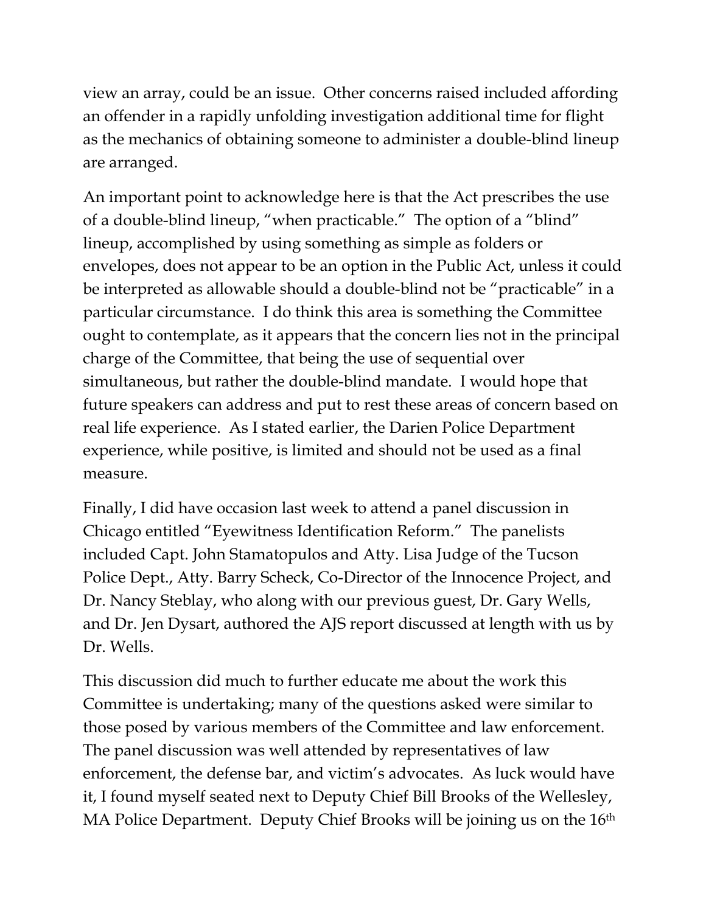view an array, could be an issue. Other concerns raised included affording an offender in a rapidly unfolding investigation additional time for flight as the mechanics of obtaining someone to administer a double-blind lineup are arranged.

An important point to acknowledge here is that the Act prescribes the use of a double-blind lineup, "when practicable." The option of a "blind" lineup, accomplished by using something as simple as folders or envelopes, does not appear to be an option in the Public Act, unless it could be interpreted as allowable should a double-blind not be "practicable" in a particular circumstance. I do think this area is something the Committee ought to contemplate, as it appears that the concern lies not in the principal charge of the Committee, that being the use of sequential over simultaneous, but rather the double-blind mandate. I would hope that future speakers can address and put to rest these areas of concern based on real life experience. As I stated earlier, the Darien Police Department experience, while positive, is limited and should not be used as a final measure.

Finally, I did have occasion last week to attend a panel discussion in Chicago entitled "Eyewitness Identification Reform." The panelists included Capt. John Stamatopulos and Atty. Lisa Judge of the Tucson Police Dept., Atty. Barry Scheck, Co-Director of the Innocence Project, and Dr. Nancy Steblay, who along with our previous guest, Dr. Gary Wells, and Dr. Jen Dysart, authored the AJS report discussed at length with us by Dr. Wells.

This discussion did much to further educate me about the work this Committee is undertaking; many of the questions asked were similar to those posed by various members of the Committee and law enforcement. The panel discussion was well attended by representatives of law enforcement, the defense bar, and victim's advocates. As luck would have it, I found myself seated next to Deputy Chief Bill Brooks of the Wellesley, MA Police Department. Deputy Chief Brooks will be joining us on the 16th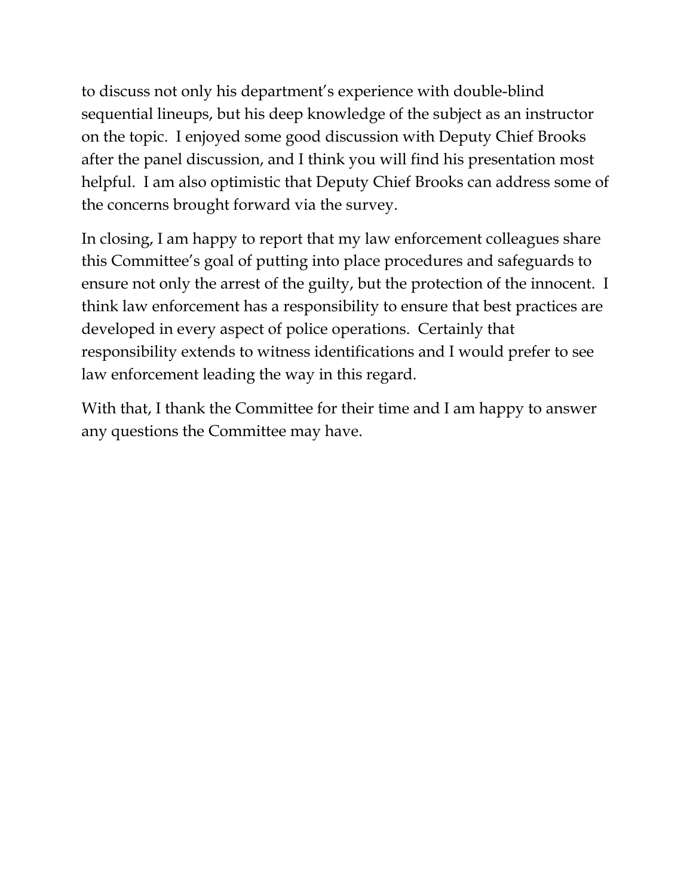to discuss not only his department's experience with double-blind sequential lineups, but his deep knowledge of the subject as an instructor on the topic. I enjoyed some good discussion with Deputy Chief Brooks after the panel discussion, and I think you will find his presentation most helpful. I am also optimistic that Deputy Chief Brooks can address some of the concerns brought forward via the survey.

In closing, I am happy to report that my law enforcement colleagues share this Committee's goal of putting into place procedures and safeguards to ensure not only the arrest of the guilty, but the protection of the innocent. I think law enforcement has a responsibility to ensure that best practices are developed in every aspect of police operations. Certainly that responsibility extends to witness identifications and I would prefer to see law enforcement leading the way in this regard.

With that, I thank the Committee for their time and I am happy to answer any questions the Committee may have.